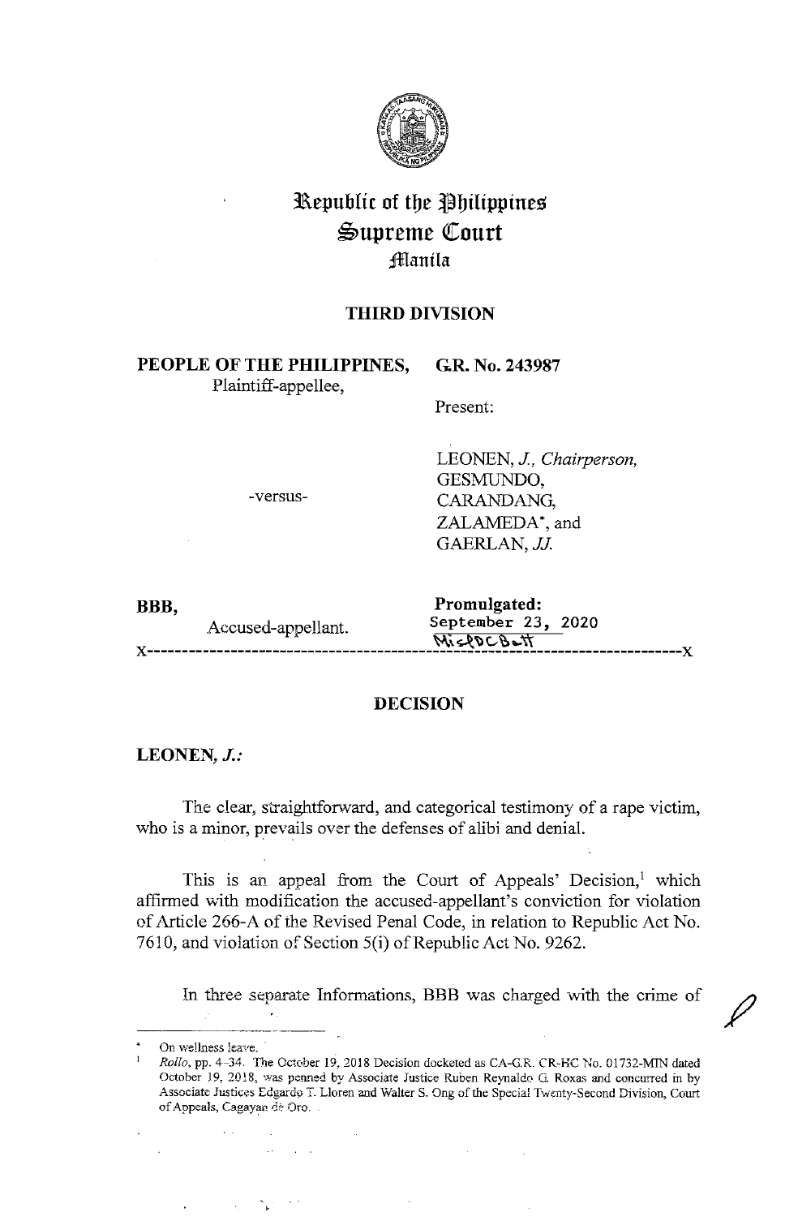Republic of the Philippines
Supreme Court
Manila

**THIRD DIVISION**

**PEOPLE OF THE PHILIPPINES,**
Plaintiff-appellee,

-versus-

**BBB,**
Accused-appellant.

**G.R. No. 243987**

Present:

LEONEN, *J., Chairperson,*
GESMUNDO,
CARANDANG,
ZALAMEDA*, and
GAERLAN, *JJ.*

**Promulgated:**
September 23, 2020

x-----------------------------------------------------------------------------------------x

## DECISION

**LEONEN, *J.:***

The clear, straightforward, and categorical testimony of a rape victim, who is a minor, prevails over the defenses of alibi and denial.

This is an appeal from the Court of Appeals' Decision,[1] which affirmed with modification the accused-appellant's conviction for violation of Article 266-A of the Revised Penal Code, in relation to Republic Act No. 7610, and violation of Section 5(i) of Republic Act No. 9262.

In three separate Informations, BBB was charged with the crime of

---

\* On wellness leave.

[1] *Rollo*, pp. 4–34. The October 19, 2018 Decision docketed as CA-G.R. CR-HC No. 01732-MIN dated October 19, 2018, was penned by Associate Justice Ruben Reynaldo G. Roxas and concurred in by Associate Justices Edgardo T. Lloren and Walter S. Ong of the Special Twenty-Second Division, Court of Appeals, Cagayan de Oro.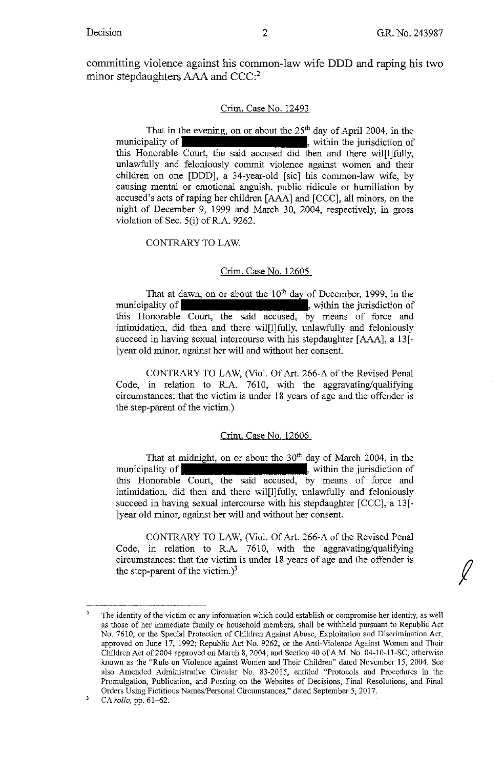committing violence against his common-law wife DDD and raping his two minor stepdaughters AAA and CCC:[2]

Crim. Case No. 12493

That in the evening, on or about the 25th day of April 2004, in the municipality of ██████████, within the jurisdiction of this Honorable Court, the said accused did then and there wil[l]fully, unlawfully and feloniously commit violence against women and their children on one [DDD], a 34-year-old [sic] his common-law wife, by causing mental or emotional anguish, public ridicule or humiliation by accused's acts of raping her children [AAA] and [CCC], all minors, on the night of December 9, 1999 and March 30, 2004, respectively, in gross violation of Sec. 5(i) of R.A. 9262.

CONTRARY TO LAW.

Crim. Case No. 12605

That at dawn, on or about the 10th day of December, 1999, in the municipality of ██████████, within the jurisdiction of this Honorable Court, the said accused, by means of force and intimidation, did then and there wil[l]fully, unlawfully and feloniously succeed in having sexual intercourse with his stepdaughter [AAA], a 13[-]year old minor, against her will and without her consent.

CONTRARY TO LAW, (Viol. Of Art. 266-A of the Revised Penal Code, in relation to R.A. 7610, with the aggravating/qualifying circumstances: that the victim is under 18 years of age and the offender is the step-parent of the victim.)

Crim. Case No. 12606

That at midnight, on or about the 30th day of March 2004, in the municipality of ██████████, within the jurisdiction of this Honorable Court, the said accused, by means of force and intimidation, did then and there wil[l]fully, unlawfully and feloniously succeed in having sexual intercourse with his stepdaughter [CCC], a 13[-]year old minor, against her will and without her consent.

CONTRARY TO LAW, (Viol. Of Art. 266-A of the Revised Penal Code, in relation to R.A. 7610, with the aggravating/qualifying circumstances: that the victim is under 18 years of age and the offender is the step-parent of the victim.)[3]

---

[2] The identity of the victim or any information which could establish or compromise her identity, as well as those of her immediate family or household members, shall be withheld pursuant to Republic Act No. 7610, or the Special Protection of Children Against Abuse, Exploitation and Discrimination Act, approved on June 17, 1992; Republic Act No. 9262, or the Anti-Violence Against Women and Their Children Act of 2004 approved on March 8, 2004; and Section 40 of A.M. No. 04-10-11-SC, otherwise known as the "Rule on Violence against Women and Their Children" dated November 15, 2004. See also Amended Administrative Circular No. 83-2015, entitled "Protocols and Procedures in the Promulgation, Publication, and Posting on the Websites of Decisions, Final Resolutions, and Final Orders Using Fictitious Names/Personal Circumstances," dated September 5, 2017.

[3] CA *rollo*, pp. 61–62.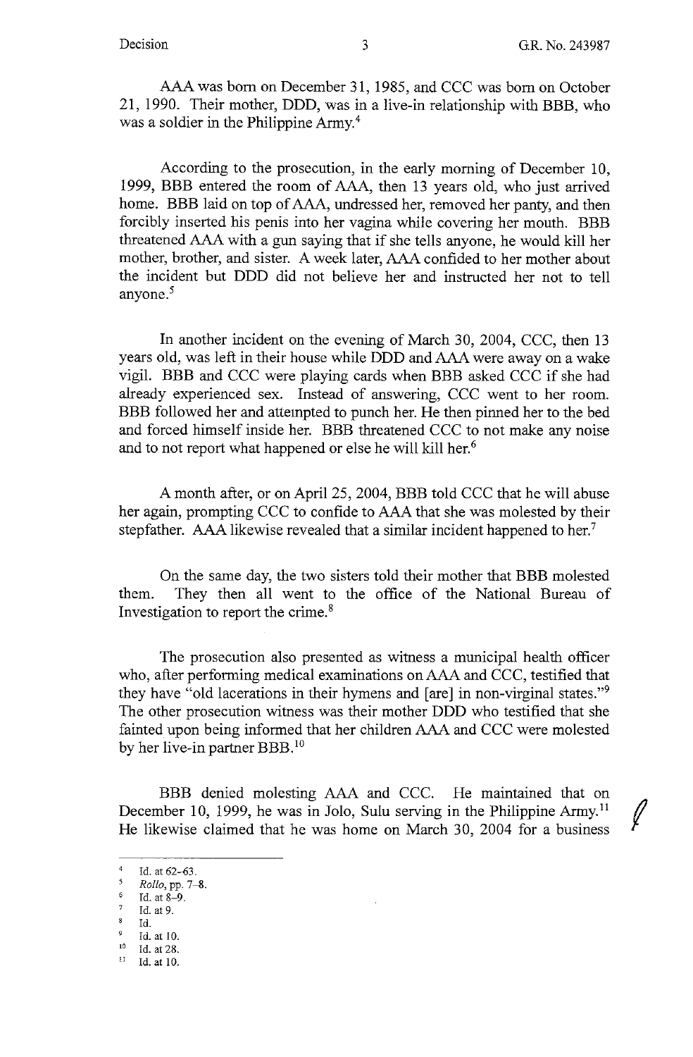AAA was born on December 31, 1985, and CCC was born on October 21, 1990. Their mother, DDD, was in a live-in relationship with BBB, who was a soldier in the Philippine Army.[4]

According to the prosecution, in the early morning of December 10, 1999, BBB entered the room of AAA, then 13 years old, who just arrived home. BBB laid on top of AAA, undressed her, removed her panty, and then forcibly inserted his penis into her vagina while covering her mouth. BBB threatened AAA with a gun saying that if she tells anyone, he would kill her mother, brother, and sister. A week later, AAA confided to her mother about the incident but DDD did not believe her and instructed her not to tell anyone.[5]

In another incident on the evening of March 30, 2004, CCC, then 13 years old, was left in their house while DDD and AAA were away on a wake vigil. BBB and CCC were playing cards when BBB asked CCC if she had already experienced sex. Instead of answering, CCC went to her room. BBB followed her and attempted to punch her. He then pinned her to the bed and forced himself inside her. BBB threatened CCC to not make any noise and to not report what happened or else he will kill her.[6]

A month after, or on April 25, 2004, BBB told CCC that he will abuse her again, prompting CCC to confide to AAA that she was molested by their stepfather. AAA likewise revealed that a similar incident happened to her.[7]

On the same day, the two sisters told their mother that BBB molested them. They then all went to the office of the National Bureau of Investigation to report the crime.[8]

The prosecution also presented as witness a municipal health officer who, after performing medical examinations on AAA and CCC, testified that they have "old lacerations in their hymens and [are] in non-virginal states."[9] The other prosecution witness was their mother DDD who testified that she fainted upon being informed that her children AAA and CCC were molested by her live-in partner BBB.[10]

BBB denied molesting AAA and CCC. He maintained that on December 10, 1999, he was in Jolo, Sulu serving in the Philippine Army.[11] He likewise claimed that he was home on March 30, 2004 for a business

---

[4] Id. at 62–63.

[5] *Rollo*, pp. 7–8.

[6] Id. at 8–9.

[7] Id. at 9.

[8] Id.

[9] Id. at 10.

[10] Id. at 28.

[11] Id. at 10.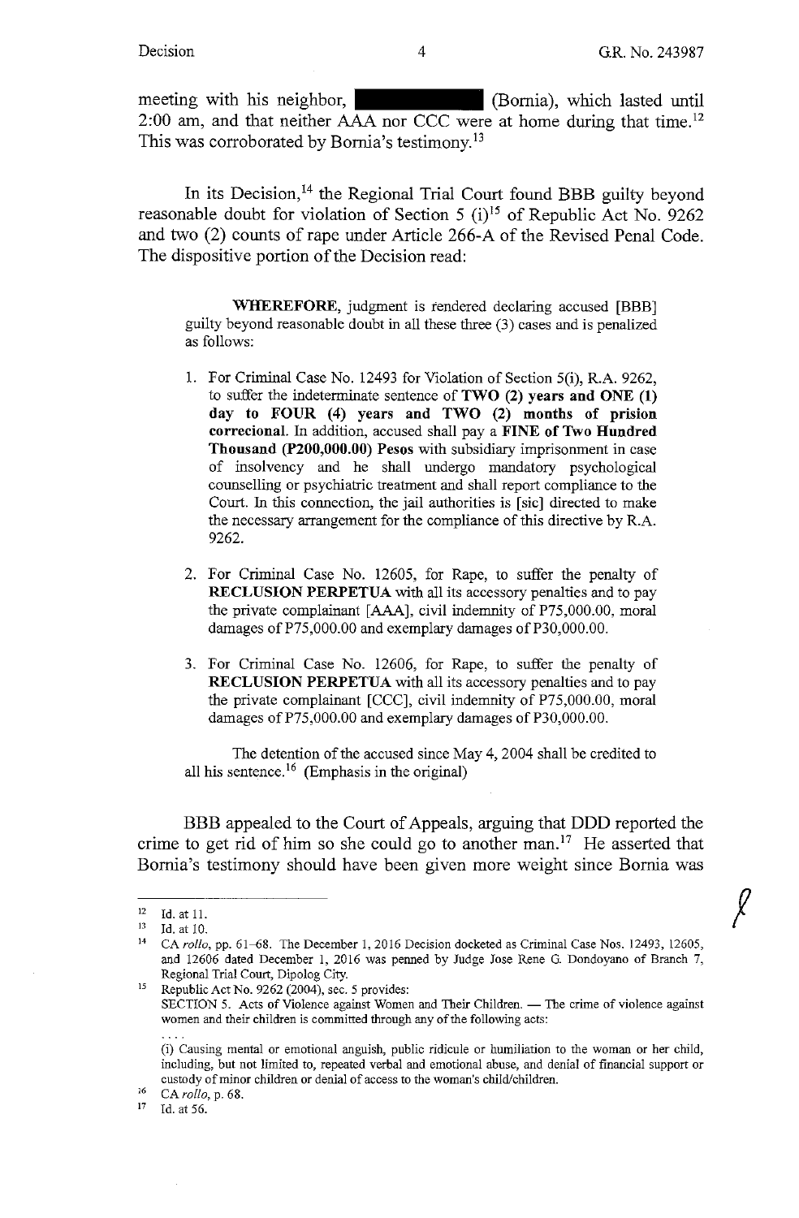meeting with his neighbor, ████████ (Bornia), which lasted until 2:00 am, and that neither AAA nor CCC were at home during that time.[12] This was corroborated by Bornia's testimony.[13]

In its Decision,[14] the Regional Trial Court found BBB guilty beyond reasonable doubt for violation of Section 5 (i)[15] of Republic Act No. 9262 and two (2) counts of rape under Article 266-A of the Revised Penal Code. The dispositive portion of the Decision read:

> **WHEREFORE**, judgment is rendered declaring accused [BBB] guilty beyond reasonable doubt in all these three (3) cases and is penalized as follows:
>
> 1. For Criminal Case No. 12493 for Violation of Section 5(i), R.A. 9262, to suffer the indeterminate sentence of **TWO (2) years and ONE (1) day to FOUR (4) years and TWO (2) months of prision correcional**. In addition, accused shall pay a **FINE of Two Hundred Thousand (P200,000.00) Pesos** with subsidiary imprisonment in case of insolvency and he shall undergo mandatory psychological counselling or psychiatric treatment and shall report compliance to the Court. In this connection, the jail authorities is [sic] directed to make the necessary arrangement for the compliance of this directive by R.A. 9262.
>
> 2. For Criminal Case No. 12605, for Rape, to suffer the penalty of **RECLUSION PERPETUA** with all its accessory penalties and to pay the private complainant [AAA], civil indemnity of P75,000.00, moral damages of P75,000.00 and exemplary damages of P30,000.00.
>
> 3. For Criminal Case No. 12606, for Rape, to suffer the penalty of **RECLUSION PERPETUA** with all its accessory penalties and to pay the private complainant [CCC], civil indemnity of P75,000.00, moral damages of P75,000.00 and exemplary damages of P30,000.00.
>
> The detention of the accused since May 4, 2004 shall be credited to all his sentence.[16] (Emphasis in the original)

BBB appealed to the Court of Appeals, arguing that DDD reported the crime to get rid of him so she could go to another man.[17] He asserted that Bornia's testimony should have been given more weight since Bornia was

---

[12] Id. at 11.

[13] Id. at 10.

[14] CA *rollo*, pp. 61–68. The December 1, 2016 Decision docketed as Criminal Case Nos. 12493, 12605, and 12606 dated December 1, 2016 was penned by Judge Jose Rene G. Dondoyano of Branch 7, Regional Trial Court, Dipolog City.

[15] Republic Act No. 9262 (2004), sec. 5 provides:
SECTION 5. Acts of Violence against Women and Their Children. — The crime of violence against women and their children is committed through any of the following acts:
. . . .
(i) Causing mental or emotional anguish, public ridicule or humiliation to the woman or her child, including, but not limited to, repeated verbal and emotional abuse, and denial of financial support or custody of minor children or denial of access to the woman's child/children.

[16] CA *rollo*, p. 68.

[17] Id. at 56.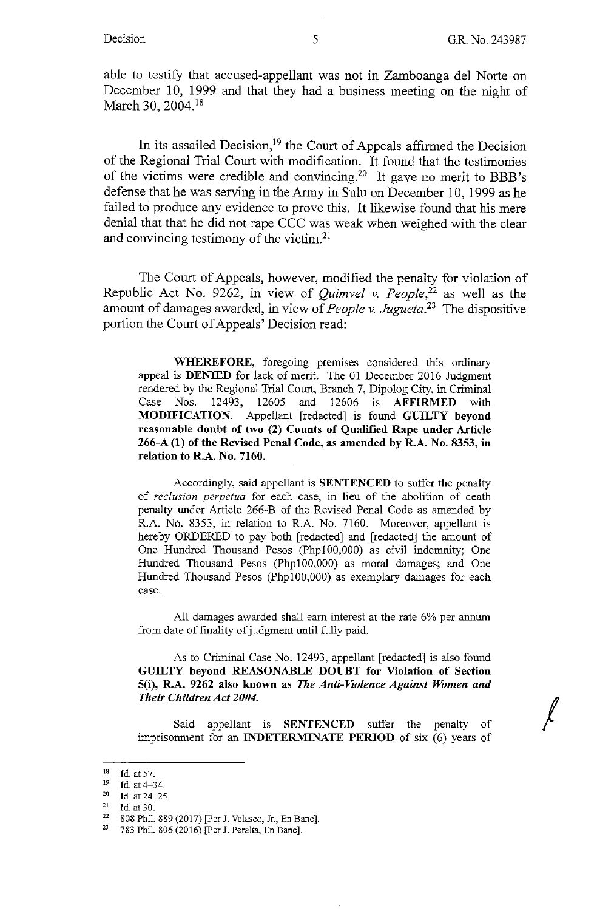able to testify that accused-appellant was not in Zamboanga del Norte on December 10, 1999 and that they had a business meeting on the night of March 30, 2004.[18]

In its assailed Decision,[19] the Court of Appeals affirmed the Decision of the Regional Trial Court with modification. It found that the testimonies of the victims were credible and convincing.[20] It gave no merit to BBB's defense that he was serving in the Army in Sulu on December 10, 1999 as he failed to produce any evidence to prove this. It likewise found that his mere denial that that he did not rape CCC was weak when weighed with the clear and convincing testimony of the victim.[21]

The Court of Appeals, however, modified the penalty for violation of Republic Act No. 9262, in view of *Quimvel v. People*,[22] as well as the amount of damages awarded, in view of *People v. Jugueta*.[23] The dispositive portion the Court of Appeals' Decision read:

> **WHEREFORE**, foregoing premises considered this ordinary appeal is **DENIED** for lack of merit. The 01 December 2016 Judgment rendered by the Regional Trial Court, Branch 7, Dipolog City, in Criminal Case Nos. 12493, 12605 and 12606 is **AFFIRMED** with **MODIFICATION**. Appellant [redacted] is found **GUILTY beyond reasonable doubt of two (2) Counts of Qualified Rape under Article 266-A (1) of the Revised Penal Code, as amended by R.A. No. 8353, in relation to R.A. No. 7160.**
>
> Accordingly, said appellant is **SENTENCED** to suffer the penalty of *reclusion perpetua* for each case, in lieu of the abolition of death penalty under Article 266-B of the Revised Penal Code as amended by R.A. No. 8353, in relation to R.A. No. 7160. Moreover, appellant is hereby ORDERED to pay both [redacted] and [redacted] the amount of One Hundred Thousand Pesos (Php100,000) as civil indemnity; One Hundred Thousand Pesos (Php100,000) as moral damages; and One Hundred Thousand Pesos (Php100,000) as exemplary damages for each case.
>
> All damages awarded shall earn interest at the rate 6% per annum from date of finality of judgment until fully paid.
>
> As to Criminal Case No. 12493, appellant [redacted] is also found **GUILTY beyond REASONABLE DOUBT for Violation of Section 5(i), R.A. 9262 also known as *The Anti-Violence Against Women and Their Children Act 2004.***
>
> Said appellant is **SENTENCED** suffer the penalty of imprisonment for an **INDETERMINATE PERIOD** of six (6) years of

---

[18] Id. at 57.

[19] Id. at 4–34.

[20] Id. at 24–25.

[21] Id. at 30.

[22] 808 Phil. 889 (2017) [Per J. Velasco, Jr., En Banc].

[23] 783 Phil. 806 (2016) [Per J. Peralta, En Banc].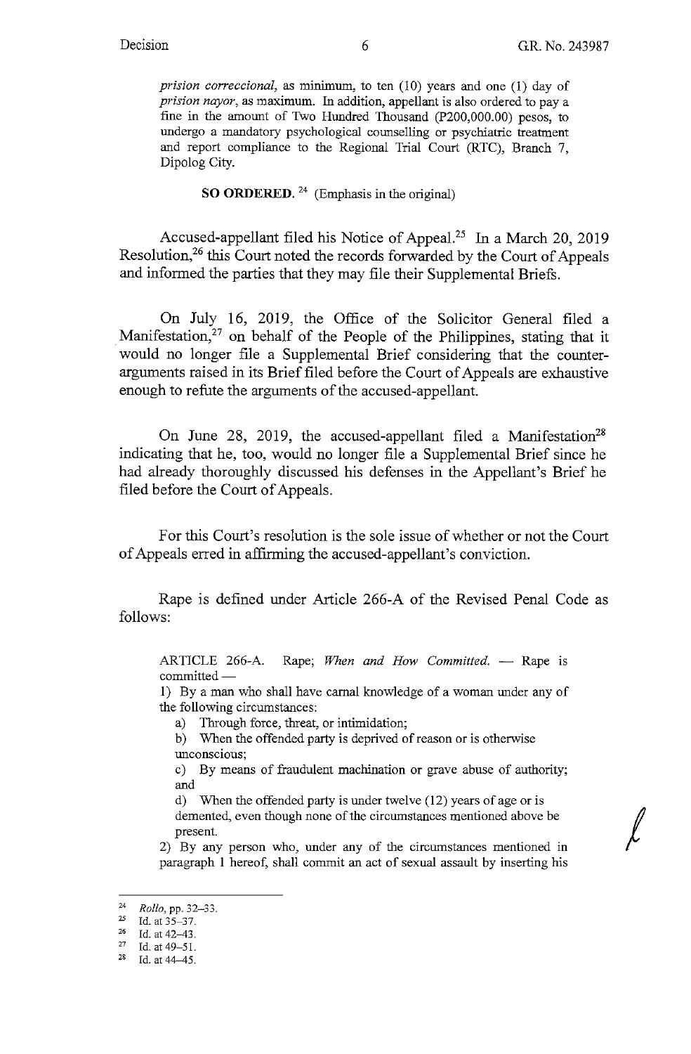*prision correccional*, as minimum, to ten (10) years and one (1) day of *prision nayor*, as maximum. In addition, appellant is also ordered to pay a fine in the amount of Two Hundred Thousand (P200,000.00) pesos, to undergo a mandatory psychological counselling or psychiatric treatment and report compliance to the Regional Trial Court (RTC), Branch 7, Dipolog City.

> **SO ORDERED**.[24] (Emphasis in the original)

Accused-appellant filed his Notice of Appeal.[25] In a March 20, 2019 Resolution,[26] this Court noted the records forwarded by the Court of Appeals and informed the parties that they may file their Supplemental Briefs.

On July 16, 2019, the Office of the Solicitor General filed a Manifestation,[27] on behalf of the People of the Philippines, stating that it would no longer file a Supplemental Brief considering that the counter-arguments raised in its Brief filed before the Court of Appeals are exhaustive enough to refute the arguments of the accused-appellant.

On June 28, 2019, the accused-appellant filed a Manifestation[28] indicating that he, too, would no longer file a Supplemental Brief since he had already thoroughly discussed his defenses in the Appellant's Brief he filed before the Court of Appeals.

For this Court's resolution is the sole issue of whether or not the Court of Appeals erred in affirming the accused-appellant's conviction.

Rape is defined under Article 266-A of the Revised Penal Code as follows:

> ARTICLE 266-A. Rape; *When and How Committed*. — Rape is committed —
>
> 1) By a man who shall have carnal knowledge of a woman under any of the following circumstances:
>
> a) Through force, threat, or intimidation;
>
> b) When the offended party is deprived of reason or is otherwise unconscious;
>
> c) By means of fraudulent machination or grave abuse of authority; and
>
> d) When the offended party is under twelve (12) years of age or is demented, even though none of the circumstances mentioned above be present.
>
> 2) By any person who, under any of the circumstances mentioned in paragraph 1 hereof, shall commit an act of sexual assault by inserting his

---

[24] *Rollo*, pp. 32–33.

[25] Id. at 35–37.

[26] Id. at 42–43.

[27] Id. at 49–51.

[28] Id. at 44–45.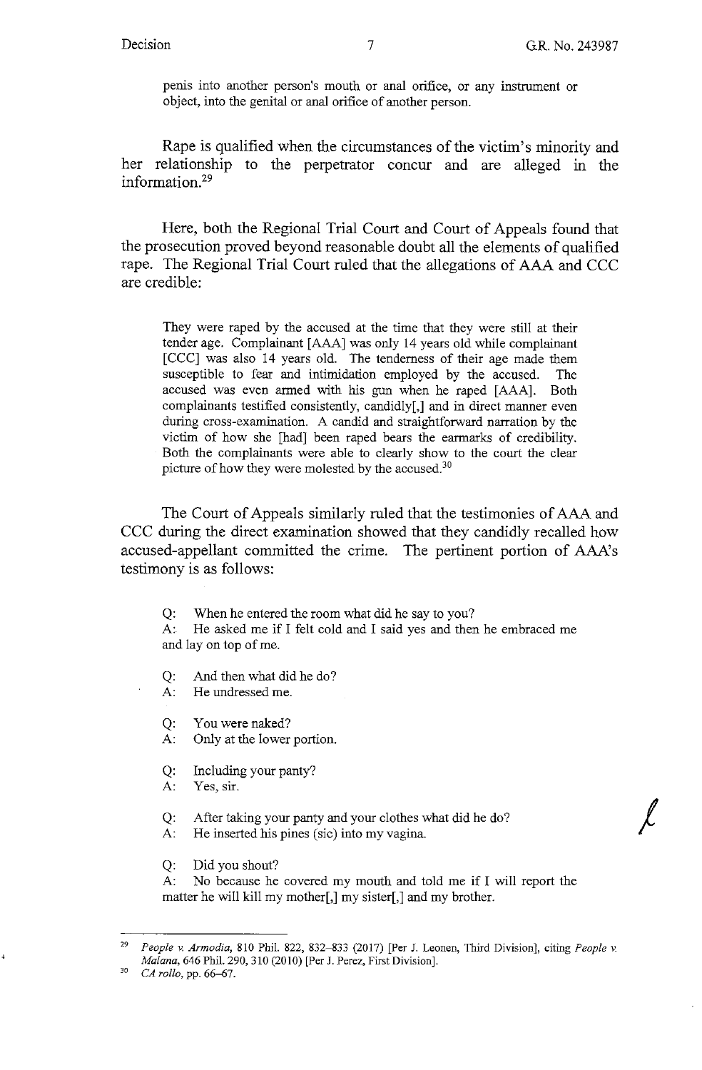penis into another person's mouth or anal orifice, or any instrument or object, into the genital or anal orifice of another person.

Rape is qualified when the circumstances of the victim's minority and her relationship to the perpetrator concur and are alleged in the information.[29]

Here, both the Regional Trial Court and Court of Appeals found that the prosecution proved beyond reasonable doubt all the elements of qualified rape. The Regional Trial Court ruled that the allegations of AAA and CCC are credible:

> They were raped by the accused at the time that they were still at their tender age. Complainant [AAA] was only 14 years old while complainant [CCC] was also 14 years old. The tenderness of their age made them susceptible to fear and intimidation employed by the accused. The accused was even armed with his gun when he raped [AAA]. Both complainants testified consistently, candidly[,] and in direct manner even during cross-examination. A candid and straightforward narration by the victim of how she [had] been raped bears the earmarks of credibility. Both the complainants were able to clearly show to the court the clear picture of how they were molested by the accused.[30]

The Court of Appeals similarly ruled that the testimonies of AAA and CCC during the direct examination showed that they candidly recalled how accused-appellant committed the crime. The pertinent portion of AAA's testimony is as follows:

> Q: When he entered the room what did he say to you?
> A: He asked me if I felt cold and I said yes and then he embraced me and lay on top of me.
>
> Q: And then what did he do?
> A: He undressed me.
>
> Q: You were naked?
> A: Only at the lower portion.
>
> Q: Including your panty?
> A: Yes, sir.
>
> Q: After taking your panty and your clothes what did he do?
> A: He inserted his pines (sic) into my vagina.
>
> Q: Did you shout?
> A: No because he covered my mouth and told me if I will report the matter he will kill my mother[,] my sister[,] and my brother.

---

[29] *People v. Armodia*, 810 Phil. 822, 832–833 (2017) [Per J. Leonen, Third Division], citing *People v. Malana*, 646 Phil. 290, 310 (2010) [Per J. Perez, First Division].

[30] *CA rollo*, pp. 66–67.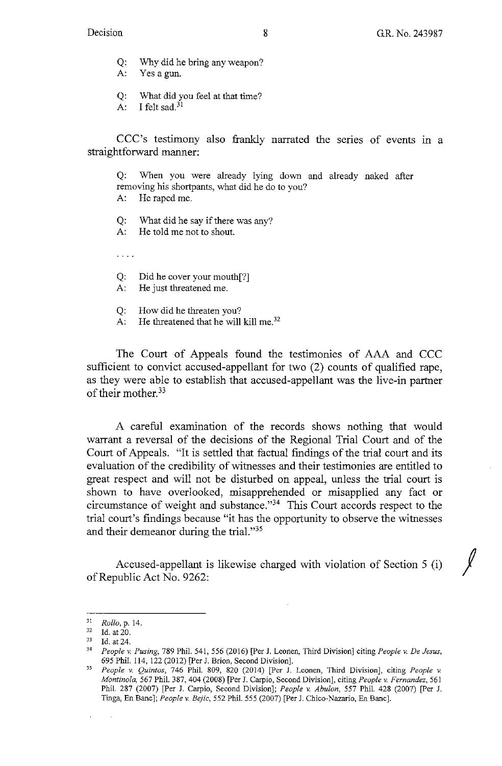Q: Why did he bring any weapon?
A: Yes a gun.

Q: What did you feel at that time?
A: I felt sad.[31]

CCC's testimony also frankly narrated the series of events in a straightforward manner:

> Q: When you were already lying down and already naked after removing his shortpants, what did he do to you?
> A: He raped me.
>
> Q: What did he say if there was any?
> A: He told me not to shout.
>
> . . . .
>
> Q: Did he cover your mouth[?]
> A: He just threatened me.
>
> Q: How did he threaten you?
> A: He threatened that he will kill me.[32]

The Court of Appeals found the testimonies of AAA and CCC sufficient to convict accused-appellant for two (2) counts of qualified rape, as they were able to establish that accused-appellant was the live-in partner of their mother.[33]

A careful examination of the records shows nothing that would warrant a reversal of the decisions of the Regional Trial Court and of the Court of Appeals. "It is settled that factual findings of the trial court and its evaluation of the credibility of witnesses and their testimonies are entitled to great respect and will not be disturbed on appeal, unless the trial court is shown to have overlooked, misapprehended or misapplied any fact or circumstance of weight and substance."[34] This Court accords respect to the trial court's findings because "it has the opportunity to observe the witnesses and their demeanor during the trial."[35]

Accused-appellant is likewise charged with violation of Section 5 (i) of Republic Act No. 9262:

---

[31] *Rollo*, p. 14.

[32] Id. at 20.

[33] Id. at 24.

[34] *People v. Pusing*, 789 Phil. 541, 556 (2016) [Per J. Leonen, Third Division] citing *People v. De Jesus*, 695 Phil. 114, 122 (2012) [Per J. Brion, Second Division].

[35] *People v. Quintos*, 746 Phil. 809, 820 (2014) [Per J. Leonen, Third Division], citing *People v. Montinola*, 567 Phil. 387, 404 (2008) [Per J. Carpio, Second Division], citing *People v. Fernandez*, 561 Phil. 287 (2007) [Per J. Carpio, Second Division]; *People v. Abulon*, 557 Phil. 428 (2007) [Per J. Tinga, En Banc]; *People v. Bejic*, 552 Phil. 555 (2007) [Per J. Chico-Nazario, En Banc].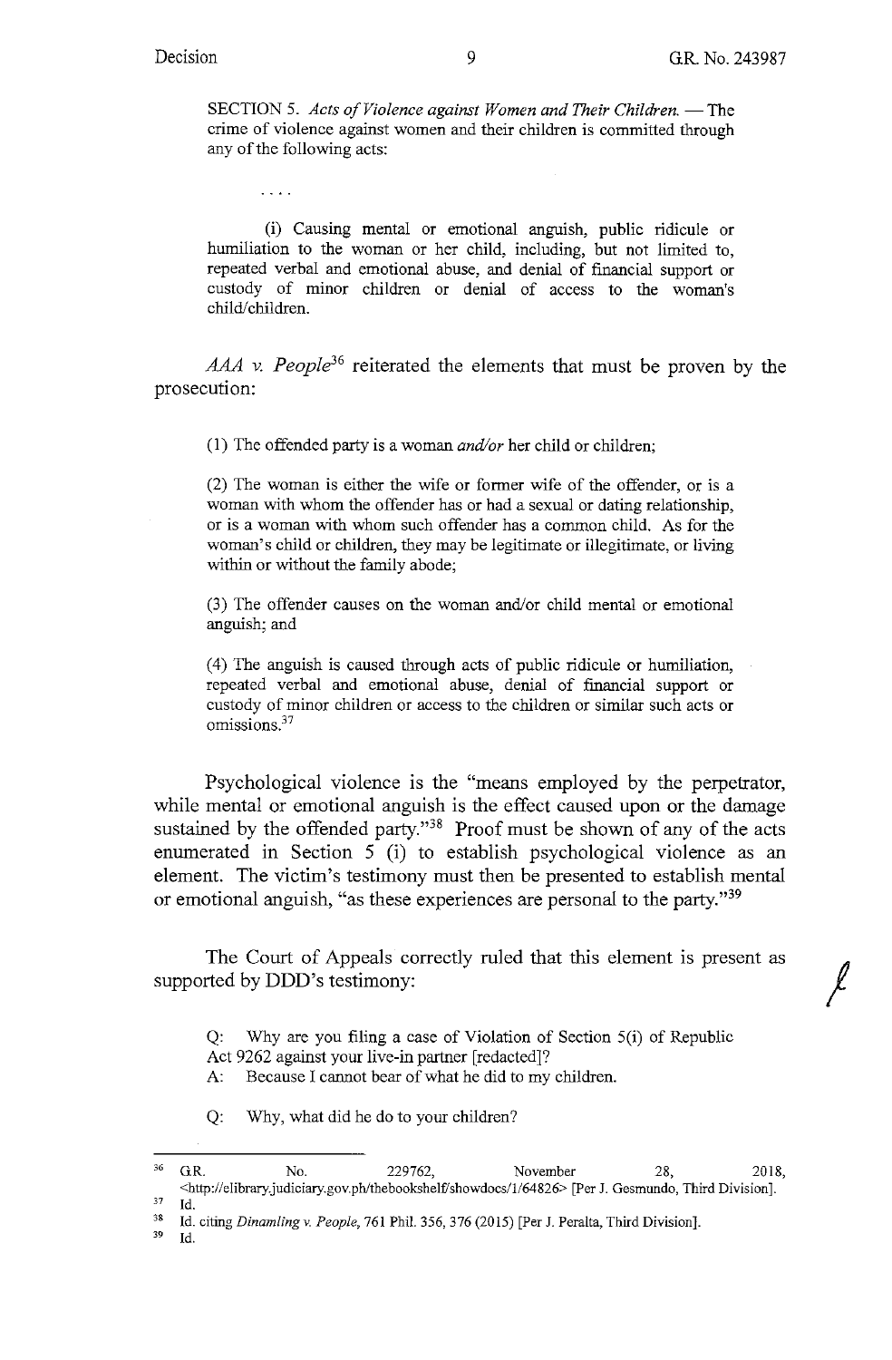SECTION 5. *Acts of Violence against Women and Their Children.* — The crime of violence against women and their children is committed through any of the following acts:

. . . .

(i) Causing mental or emotional anguish, public ridicule or humiliation to the woman or her child, including, but not limited to, repeated verbal and emotional abuse, and denial of financial support or custody of minor children or denial of access to the woman's child/children.

*AAA v. People*[36] reiterated the elements that must be proven by the prosecution:

(1) The offended party is a woman *and/or* her child or children;

(2) The woman is either the wife or former wife of the offender, or is a woman with whom the offender has or had a sexual or dating relationship, or is a woman with whom such offender has a common child. As for the woman's child or children, they may be legitimate or illegitimate, or living within or without the family abode;

(3) The offender causes on the woman and/or child mental or emotional anguish; and

(4) The anguish is caused through acts of public ridicule or humiliation, repeated verbal and emotional abuse, denial of financial support or custody of minor children or access to the children or similar such acts or omissions.[37]

Psychological violence is the "means employed by the perpetrator, while mental or emotional anguish is the effect caused upon or the damage sustained by the offended party."[38] Proof must be shown of any of the acts enumerated in Section 5 (i) to establish psychological violence as an element. The victim's testimony must then be presented to establish mental or emotional anguish, "as these experiences are personal to the party."[39]

The Court of Appeals correctly ruled that this element is present as supported by DDD's testimony:

Q: Why are you filing a case of Violation of Section 5(i) of Republic Act 9262 against your live-in partner [redacted]?
A: Because I cannot bear of what he did to my children.

Q: Why, what did he do to your children?

---

[36] G.R. No. 229762, November 28, 2018, <http://elibrary.judiciary.gov.ph/thebookshelf/showdocs/1/64826> [Per J. Gesmundo, Third Division].
[37] Id.
[38] Id. citing *Dinamling v. People*, 761 Phil. 356, 376 (2015) [Per J. Peralta, Third Division].
[39] Id.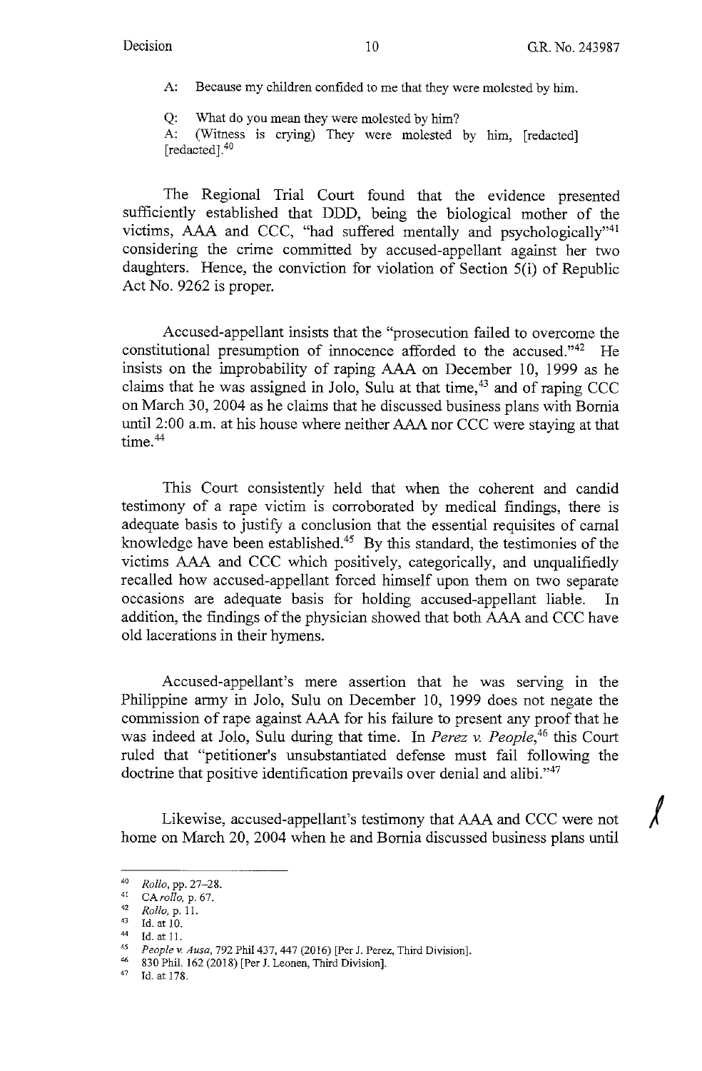A: Because my children confided to me that they were molested by him.

Q: What do you mean they were molested by him?

A: (Witness is crying) They were molested by him, [redacted] [redacted].[40]

The Regional Trial Court found that the evidence presented sufficiently established that DDD, being the biological mother of the victims, AAA and CCC, "had suffered mentally and psychologically"[41] considering the crime committed by accused-appellant against her two daughters. Hence, the conviction for violation of Section 5(i) of Republic Act No. 9262 is proper.

Accused-appellant insists that the "prosecution failed to overcome the constitutional presumption of innocence afforded to the accused."[42] He insists on the improbability of raping AAA on December 10, 1999 as he claims that he was assigned in Jolo, Sulu at that time,[43] and of raping CCC on March 30, 2004 as he claims that he discussed business plans with Bornia until 2:00 a.m. at his house where neither AAA nor CCC were staying at that time.[44]

This Court consistently held that when the coherent and candid testimony of a rape victim is corroborated by medical findings, there is adequate basis to justify a conclusion that the essential requisites of carnal knowledge have been established.[45] By this standard, the testimonies of the victims AAA and CCC which positively, categorically, and unqualifiedly recalled how accused-appellant forced himself upon them on two separate occasions are adequate basis for holding accused-appellant liable. In addition, the findings of the physician showed that both AAA and CCC have old lacerations in their hymens.

Accused-appellant's mere assertion that he was serving in the Philippine army in Jolo, Sulu on December 10, 1999 does not negate the commission of rape against AAA for his failure to present any proof that he was indeed at Jolo, Sulu during that time. In *Perez v. People*,[46] this Court ruled that "petitioner's unsubstantiated defense must fail following the doctrine that positive identification prevails over denial and alibi."[47]

Likewise, accused-appellant's testimony that AAA and CCC were not home on March 20, 2004 when he and Bornia discussed business plans until

---

[40] *Rollo*, pp. 27–28.

[41] CA *rollo*, p. 67.

[42] *Rollo*, p. 11.

[43] Id. at 10.

[44] Id. at 11.

[45] *People v. Ausa*, 792 Phil 437, 447 (2016) [Per J. Perez, Third Division].

[46] 830 Phil. 162 (2018) [Per J. Leonen, Third Division].

[47] Id. at 178.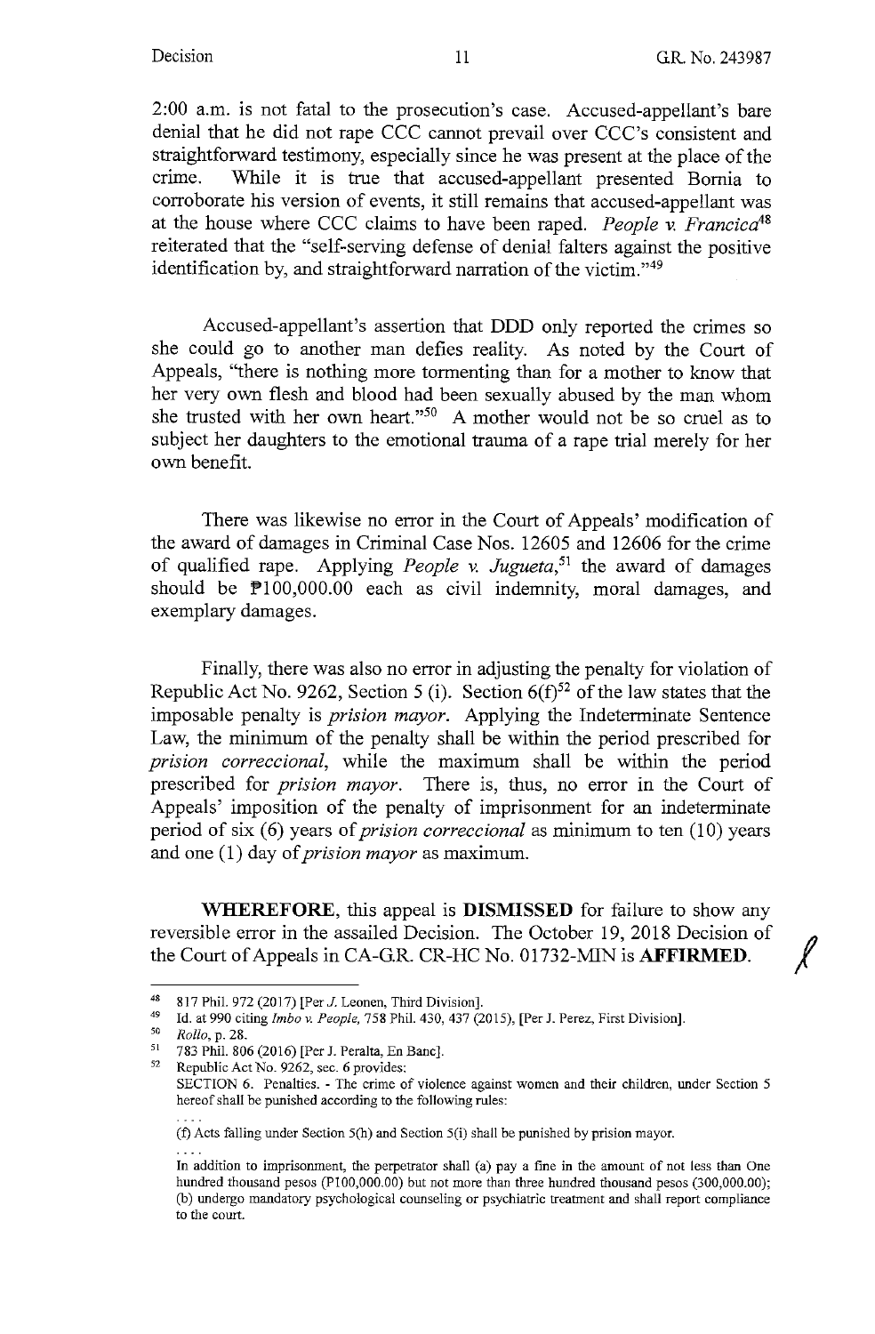2:00 a.m. is not fatal to the prosecution's case. Accused-appellant's bare denial that he did not rape CCC cannot prevail over CCC's consistent and straightforward testimony, especially since he was present at the place of the crime. While it is true that accused-appellant presented Bornia to corroborate his version of events, it still remains that accused-appellant was at the house where CCC claims to have been raped. *People v. Francica*[48] reiterated that the "self-serving defense of denial falters against the positive identification by, and straightforward narration of the victim."[49]

Accused-appellant's assertion that DDD only reported the crimes so she could go to another man defies reality. As noted by the Court of Appeals, "there is nothing more tormenting than for a mother to know that her very own flesh and blood had been sexually abused by the man whom she trusted with her own heart."[50] A mother would not be so cruel as to subject her daughters to the emotional trauma of a rape trial merely for her own benefit.

There was likewise no error in the Court of Appeals' modification of the award of damages in Criminal Case Nos. 12605 and 12606 for the crime of qualified rape. Applying *People v. Jugueta*,[51] the award of damages should be ₱100,000.00 each as civil indemnity, moral damages, and exemplary damages.

Finally, there was also no error in adjusting the penalty for violation of Republic Act No. 9262, Section 5 (i). Section 6(f)[52] of the law states that the imposable penalty is *prision mayor*. Applying the Indeterminate Sentence Law, the minimum of the penalty shall be within the period prescribed for *prision correccional*, while the maximum shall be within the period prescribed for *prision mayor*. There is, thus, no error in the Court of Appeals' imposition of the penalty of imprisonment for an indeterminate period of six (6) years of *prision correccional* as minimum to ten (10) years and one (1) day of *prision mayor* as maximum.

**WHEREFORE**, this appeal is **DISMISSED** for failure to show any reversible error in the assailed Decision. The October 19, 2018 Decision of the Court of Appeals in CA-G.R. CR-HC No. 01732-MIN is **AFFIRMED**.

---

[48] 817 Phil. 972 (2017) [Per J. Leonen, Third Division].

[49] Id. at 990 citing *Imbo v. People*, 758 Phil. 430, 437 (2015), [Per J. Perez, First Division].

[50] *Rollo*, p. 28.

[51] 783 Phil. 806 (2016) [Per J. Peralta, En Banc].

[52] Republic Act No. 9262, sec. 6 provides:

SECTION 6. Penalties. - The crime of violence against women and their children, under Section 5 hereof shall be punished according to the following rules:

. . . .

(f) Acts falling under Section 5(h) and Section 5(i) shall be punished by prision mayor.

. . . .

In addition to imprisonment, the perpetrator shall (a) pay a fine in the amount of not less than One hundred thousand pesos (P100,000.00) but not more than three hundred thousand pesos (300,000.00); (b) undergo mandatory psychological counseling or psychiatric treatment and shall report compliance to the court.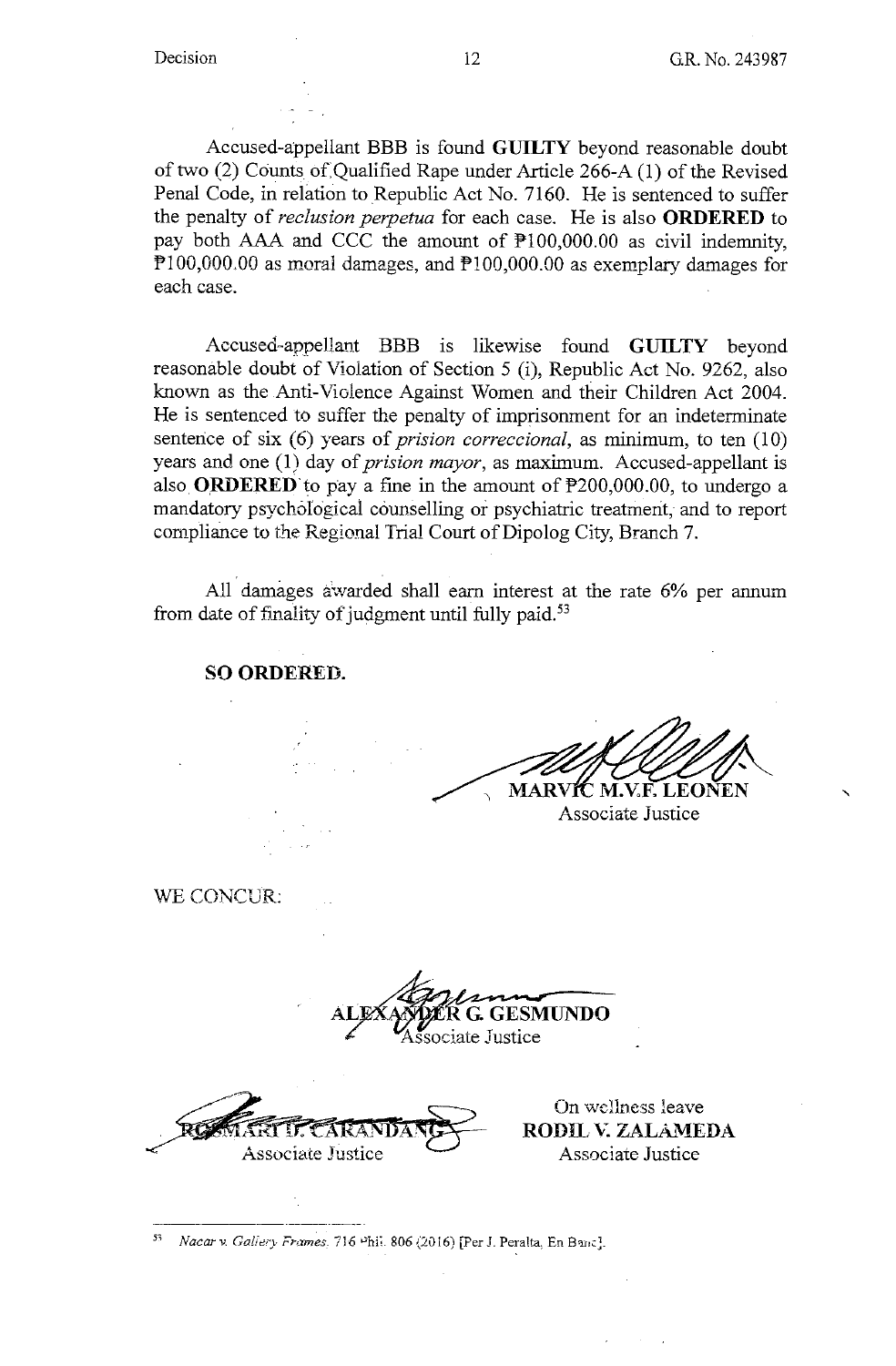Accused-appellant BBB is found **GUILTY** beyond reasonable doubt of two (2) Counts of Qualified Rape under Article 266-A (1) of the Revised Penal Code, in relation to Republic Act No. 7160. He is sentenced to suffer the penalty of *reclusion perpetua* for each case. He is also **ORDERED** to pay both AAA and CCC the amount of ₱100,000.00 as civil indemnity, ₱100,000.00 as moral damages, and ₱100,000.00 as exemplary damages for each case.

Accused-appellant BBB is likewise found **GUILTY** beyond reasonable doubt of Violation of Section 5 (i), Republic Act No. 9262, also known as the Anti-Violence Against Women and their Children Act 2004. He is sentenced to suffer the penalty of imprisonment for an indeterminate sentence of six (6) years of *prision correccional*, as minimum, to ten (10) years and one (1) day of *prision mayor*, as maximum. Accused-appellant is also **ORDERED** to pay a fine in the amount of ₱200,000.00, to undergo a mandatory psychological counselling or psychiatric treatment, and to report compliance to the Regional Trial Court of Dipolog City, Branch 7.

All damages awarded shall earn interest at the rate 6% per annum from date of finality of judgment until fully paid.[53]

**SO ORDERED.**

**MARVIC M.V.F. LEONEN**
Associate Justice

WE CONCUR:

**ALEXANDER G. GESMUNDO**
Associate Justice

**ROSMARI D. CARANDANG**
Associate Justice

On wellness leave
**RODIL V. ZALAMEDA**
Associate Justice

---

[53] *Nacar v. Gallery Frames*, 716 Phil. 806 (2016) [Per J. Peralta, En Banc].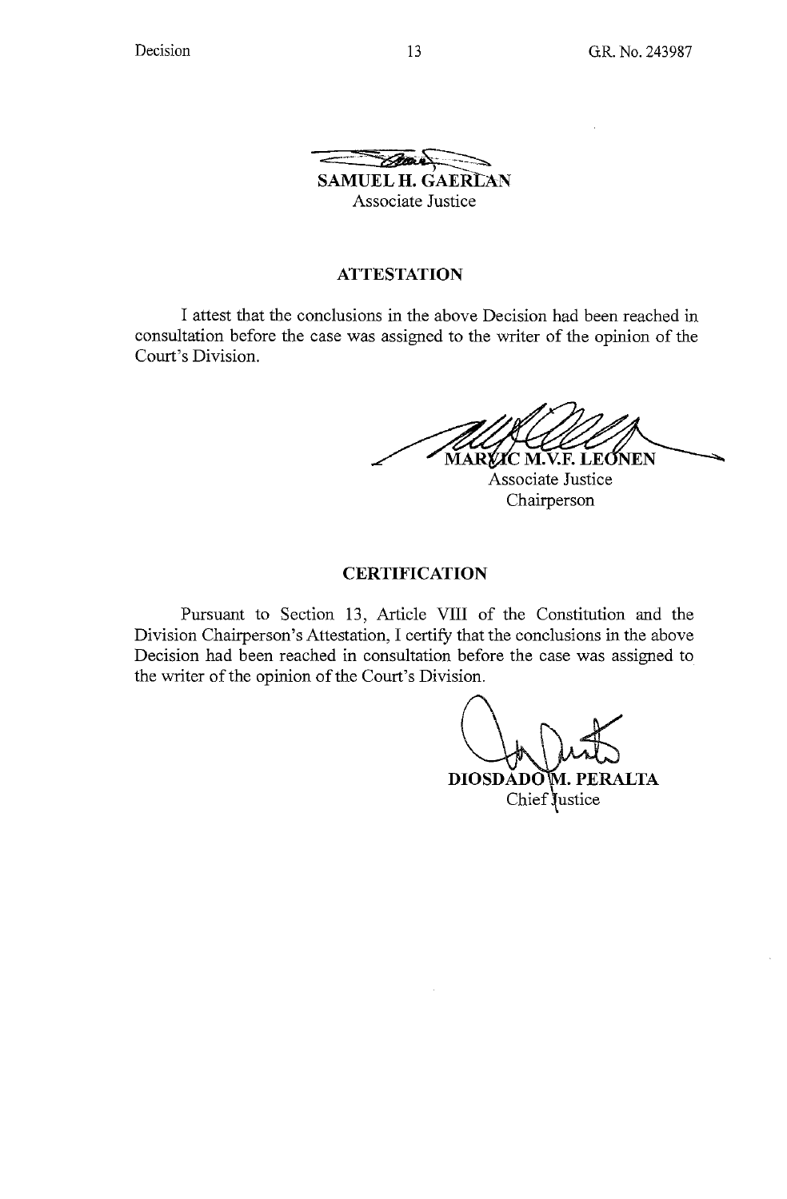**SAMUEL H. GAERLAN**
Associate Justice

## ATTESTATION

I attest that the conclusions in the above Decision had been reached in consultation before the case was assigned to the writer of the opinion of the Court's Division.

**MARVIC M.V.F. LEONEN**
Associate Justice
Chairperson

## CERTIFICATION

Pursuant to Section 13, Article VIII of the Constitution and the Division Chairperson's Attestation, I certify that the conclusions in the above Decision had been reached in consultation before the case was assigned to the writer of the opinion of the Court's Division.

**DIOSDADO M. PERALTA**
Chief Justice